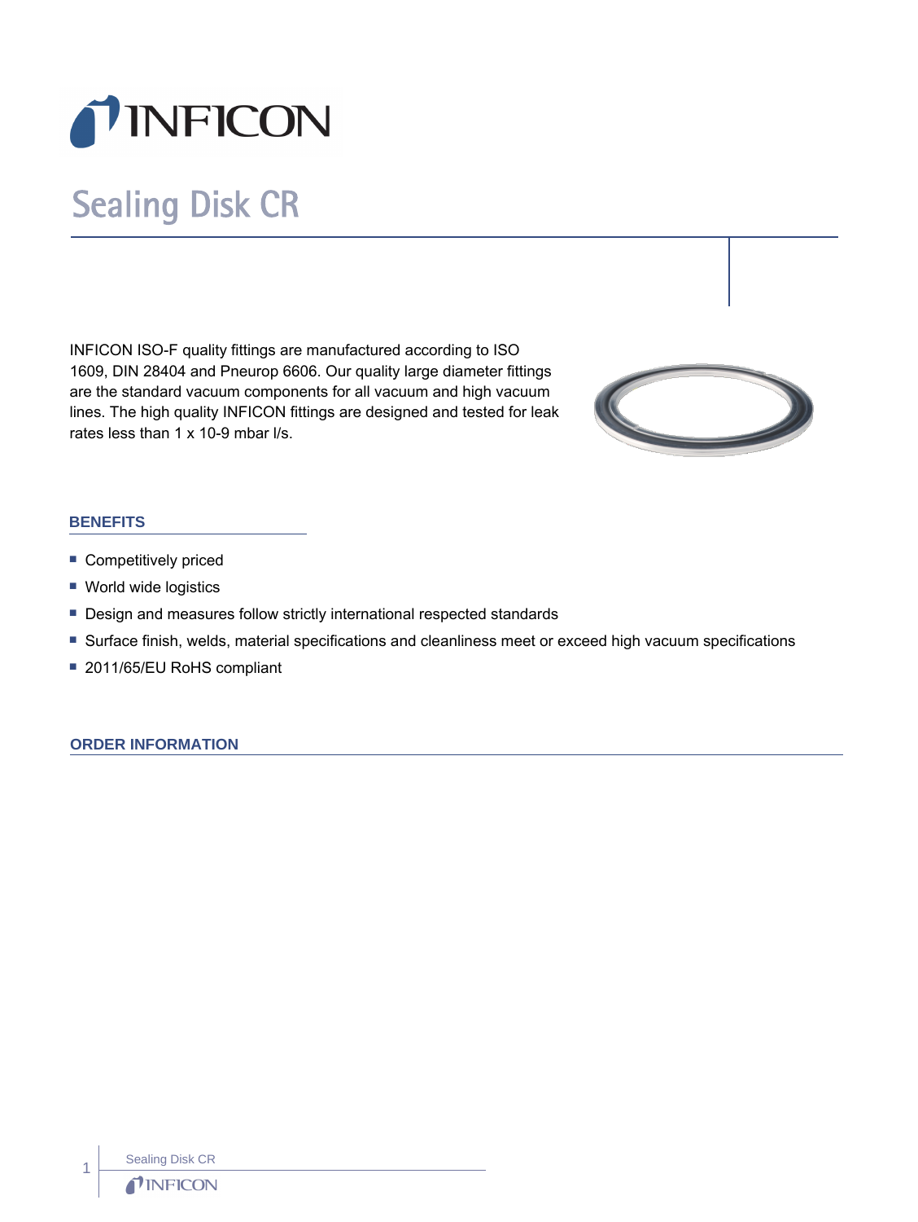# Sealing Disk CR

INFICON ISO-F quality fittings are manufactured according to ISO 1609, DIN 28404 and Pneurop 6606. Our quality large diameter fittings are the standard vacuum components for all vacuum and high vacuum lines. The high quality INFICON fittings are designed and tested for leak rates less than 1 x 10-9 mbar l/s.

## BENEFITS

- Competitively priced
- World wide logistics
- Design and measures follow strictly international respected standards
- Surface finish, welds, material specifications and cleanliness meet or exceed high vacuum specifications
- 2011/65/EU RoHS compliant

## ORDER INFORMATION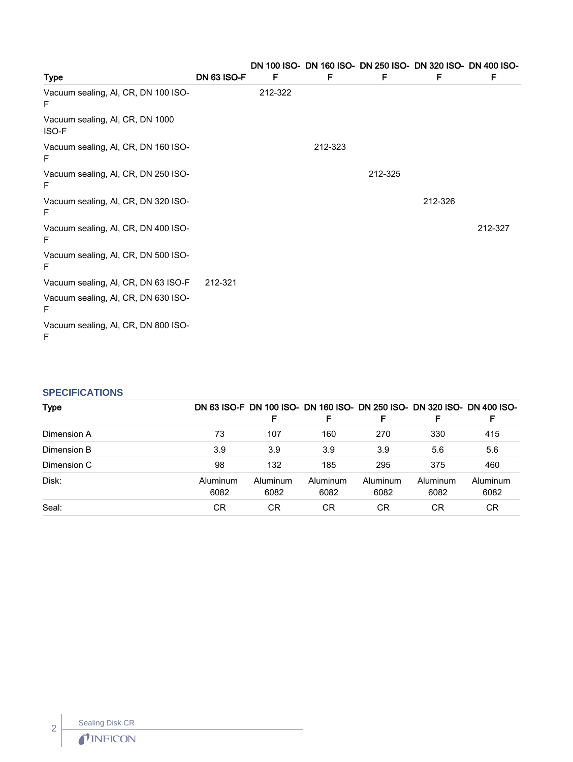| Type | DN 63 ISO-F | DN 100 ISO-F | DN 160 ISO-F | DN 250 ISO-F | DN 320 ISO-F | DN 400 ISO-F |
|---|---|---|---|---|---|---|
| Vacuum sealing, Al, CR, DN 100 ISO-F | | 212-322 | | | | |
| Vacuum sealing, Al, CR, DN 1000 ISO-F | | | | | | |
| Vacuum sealing, Al, CR, DN 160 ISO-F | | | 212-323 | | | |
| Vacuum sealing, Al, CR, DN 250 ISO-F | | | | 212-325 | | |
| Vacuum sealing, Al, CR, DN 320 ISO-F | | | | | 212-326 | |
| Vacuum sealing, Al, CR, DN 400 ISO-F | | | | | | 212-327 |
| Vacuum sealing, Al, CR, DN 500 ISO-F | | | | | | |
| Vacuum sealing, Al, CR, DN 63 ISO-F | 212-321 | | | | | |
| Vacuum sealing, Al, CR, DN 630 ISO-F | | | | | | |
| Vacuum sealing, Al, CR, DN 800 ISO-F | | | | | | |

## SPECIFICATIONS

| Type | DN 63 ISO-F | DN 100 ISO-F | DN 160 ISO-F | DN 250 ISO-F | DN 320 ISO-F | DN 400 ISO-F |
|---|---|---|---|---|---|---|
| Dimension A | 73 | 107 | 160 | 270 | 330 | 415 |
| Dimension B | 3.9 | 3.9 | 3.9 | 3.9 | 5.6 | 5.6 |
| Dimension C | 98 | 132 | 185 | 295 | 375 | 460 |
| Disk: | Aluminum 6082 | Aluminum 6082 | Aluminum 6082 | Aluminum 6082 | Aluminum 6082 | Aluminum 6082 |
| Seal: | CR | CR | CR | CR | CR | CR |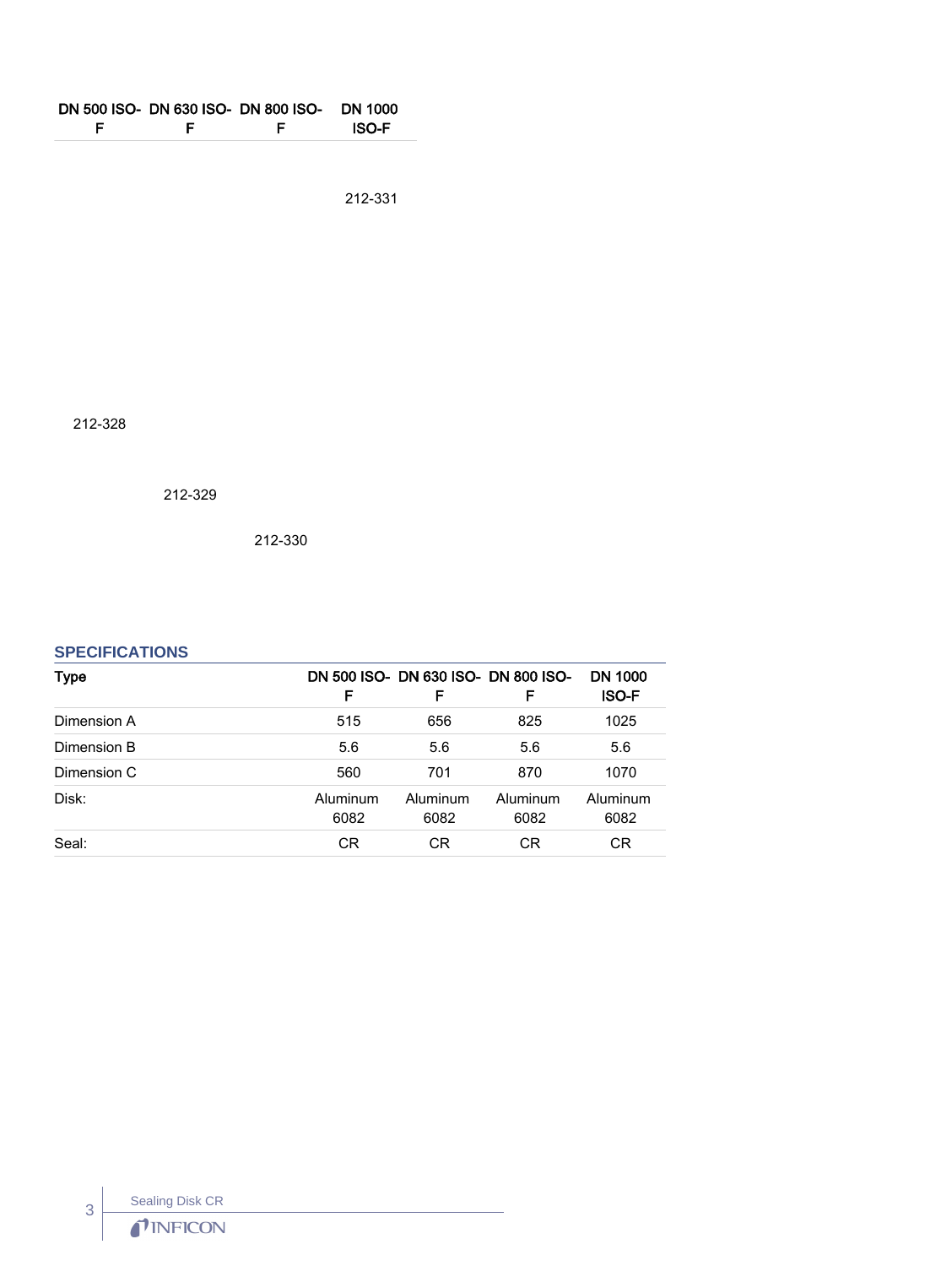| DN 500 ISO-F | DN 630 ISO-F | DN 800 ISO-F | DN 1000 ISO-F |
| --- | --- | --- | --- |
| | | | 212-331 |
| 212-328 | | | |
| | 212-329 | | |
| | | 212-330 | |

## SPECIFICATIONS

| Type | DN 500 ISO-F | DN 630 ISO-F | DN 800 ISO-F | DN 1000 ISO-F |
| --- | --- | --- | --- | --- |
| Dimension A | 515 | 656 | 825 | 1025 |
| Dimension B | 5.6 | 5.6 | 5.6 | 5.6 |
| Dimension C | 560 | 701 | 870 | 1070 |
| Disk: | Aluminum 6082 | Aluminum 6082 | Aluminum 6082 | Aluminum 6082 |
| Seal: | CR | CR | CR | CR |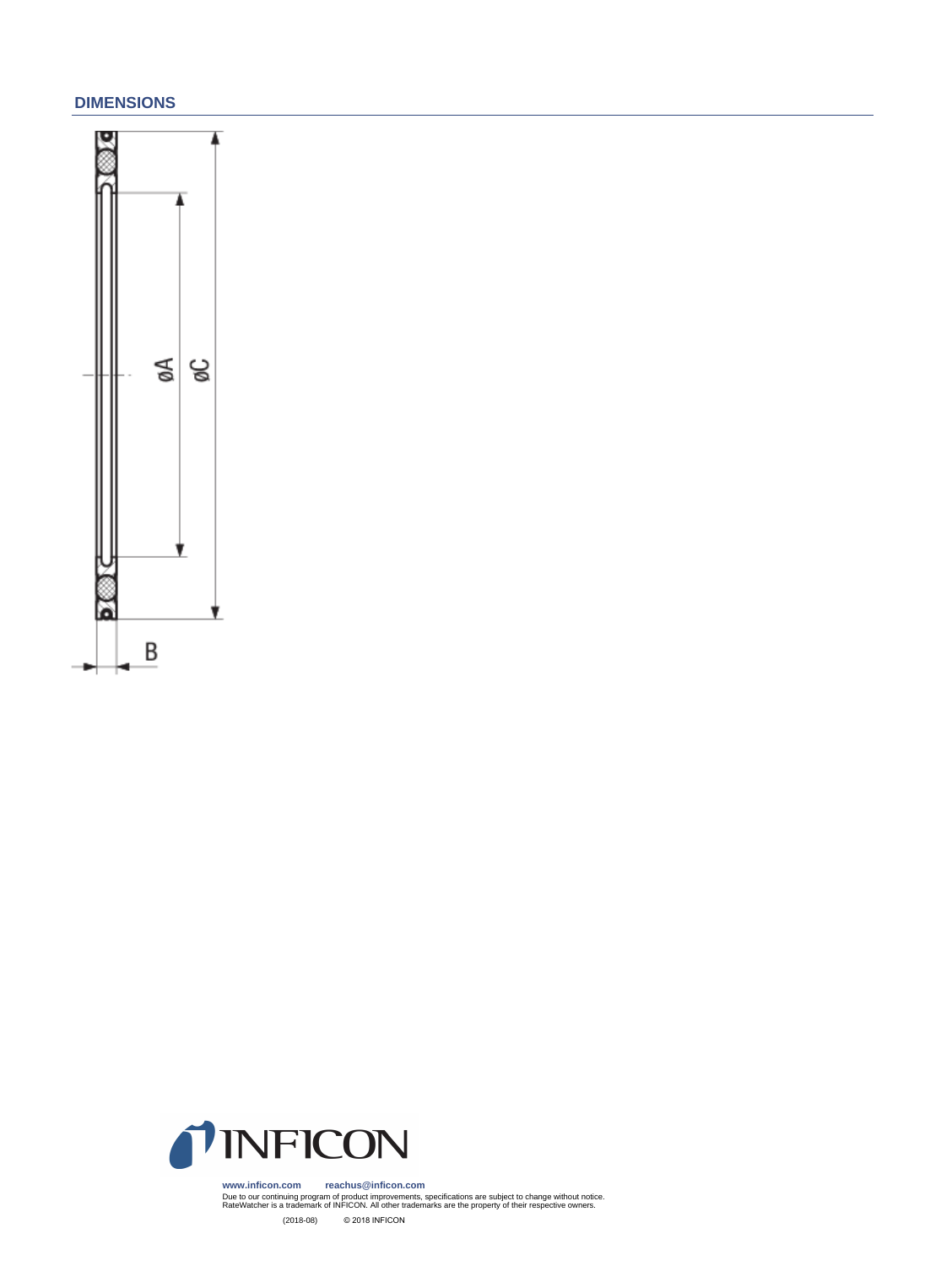## DIMENSIONS

øA

øC

B

www.inficon.com reachus@inficon.com

Due to our continuing program of product improvements, specifications are subject to change without notice.
RateWatcher is a trademark of INFICON. All other trademarks are the property of their respective owners.

(2018-08) © 2018 INFICON